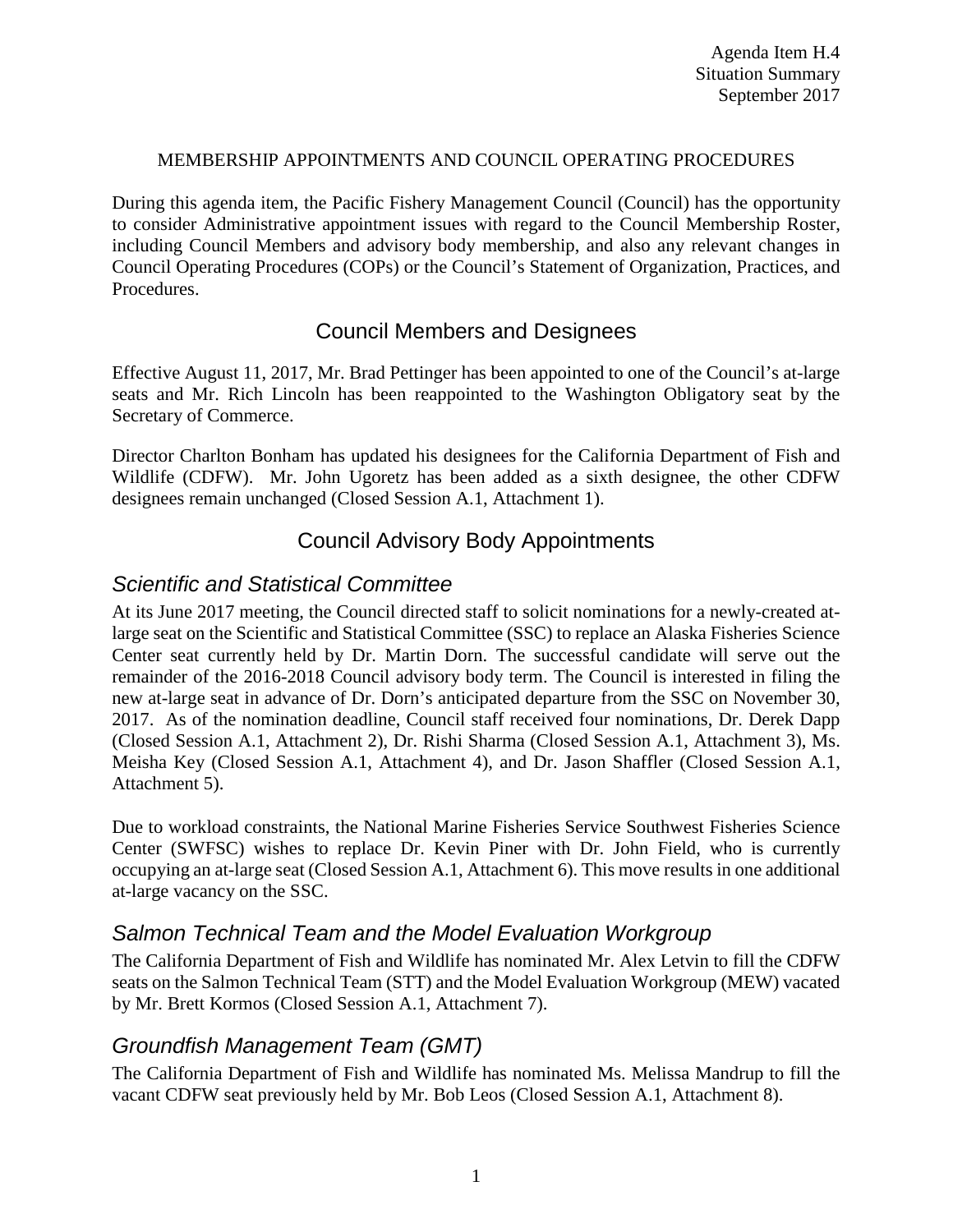Agenda Item H.4
Situation Summary
September 2017

MEMBERSHIP APPOINTMENTS AND COUNCIL OPERATING PROCEDURES

During this agenda item, the Pacific Fishery Management Council (Council) has the opportunity to consider Administrative appointment issues with regard to the Council Membership Roster, including Council Members and advisory body membership, and also any relevant changes in Council Operating Procedures (COPs) or the Council's Statement of Organization, Practices, and Procedures.

## Council Members and Designees

Effective August 11, 2017, Mr. Brad Pettinger has been appointed to one of the Council's at-large seats and Mr. Rich Lincoln has been reappointed to the Washington Obligatory seat by the Secretary of Commerce.

Director Charlton Bonham has updated his designees for the California Department of Fish and Wildlife (CDFW). Mr. John Ugoretz has been added as a sixth designee, the other CDFW designees remain unchanged (Closed Session A.1, Attachment 1).

## Council Advisory Body Appointments

### *Scientific and Statistical Committee*

At its June 2017 meeting, the Council directed staff to solicit nominations for a newly-created at-large seat on the Scientific and Statistical Committee (SSC) to replace an Alaska Fisheries Science Center seat currently held by Dr. Martin Dorn. The successful candidate will serve out the remainder of the 2016-2018 Council advisory body term. The Council is interested in filing the new at-large seat in advance of Dr. Dorn's anticipated departure from the SSC on November 30, 2017. As of the nomination deadline, Council staff received four nominations, Dr. Derek Dapp (Closed Session A.1, Attachment 2), Dr. Rishi Sharma (Closed Session A.1, Attachment 3), Ms. Meisha Key (Closed Session A.1, Attachment 4), and Dr. Jason Shaffler (Closed Session A.1, Attachment 5).

Due to workload constraints, the National Marine Fisheries Service Southwest Fisheries Science Center (SWFSC) wishes to replace Dr. Kevin Piner with Dr. John Field, who is currently occupying an at-large seat (Closed Session A.1, Attachment 6). This move results in one additional at-large vacancy on the SSC.

### *Salmon Technical Team and the Model Evaluation Workgroup*

The California Department of Fish and Wildlife has nominated Mr. Alex Letvin to fill the CDFW seats on the Salmon Technical Team (STT) and the Model Evaluation Workgroup (MEW) vacated by Mr. Brett Kormos (Closed Session A.1, Attachment 7).

### *Groundfish Management Team (GMT)*

The California Department of Fish and Wildlife has nominated Ms. Melissa Mandrup to fill the vacant CDFW seat previously held by Mr. Bob Leos (Closed Session A.1, Attachment 8).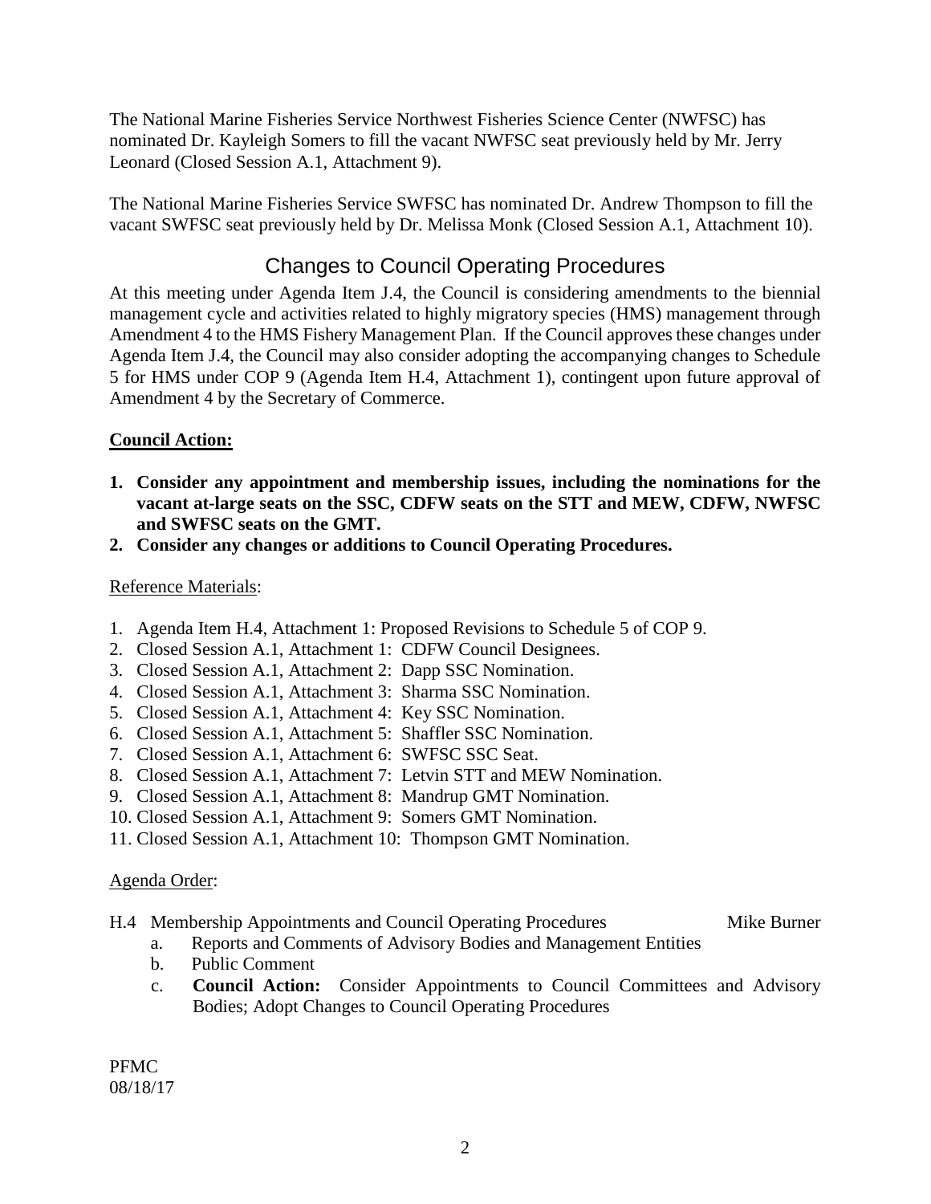The National Marine Fisheries Service Northwest Fisheries Science Center (NWFSC) has nominated Dr. Kayleigh Somers to fill the vacant NWFSC seat previously held by Mr. Jerry Leonard (Closed Session A.1, Attachment 9).

The National Marine Fisheries Service SWFSC has nominated Dr. Andrew Thompson to fill the vacant SWFSC seat previously held by Dr. Melissa Monk (Closed Session A.1, Attachment 10).

## Changes to Council Operating Procedures

At this meeting under Agenda Item J.4, the Council is considering amendments to the biennial management cycle and activities related to highly migratory species (HMS) management through Amendment 4 to the HMS Fishery Management Plan. If the Council approves these changes under Agenda Item J.4, the Council may also consider adopting the accompanying changes to Schedule 5 for HMS under COP 9 (Agenda Item H.4, Attachment 1), contingent upon future approval of Amendment 4 by the Secretary of Commerce.

**Council Action:**

1. **Consider any appointment and membership issues, including the nominations for the vacant at-large seats on the SSC, CDFW seats on the STT and MEW, CDFW, NWFSC and SWFSC seats on the GMT.**
2. **Consider any changes or additions to Council Operating Procedures.**

Reference Materials:

1. Agenda Item H.4, Attachment 1: Proposed Revisions to Schedule 5 of COP 9.
2. Closed Session A.1, Attachment 1: CDFW Council Designees.
3. Closed Session A.1, Attachment 2: Dapp SSC Nomination.
4. Closed Session A.1, Attachment 3: Sharma SSC Nomination.
5. Closed Session A.1, Attachment 4: Key SSC Nomination.
6. Closed Session A.1, Attachment 5: Shaffler SSC Nomination.
7. Closed Session A.1, Attachment 6: SWFSC SSC Seat.
8. Closed Session A.1, Attachment 7: Letvin STT and MEW Nomination.
9. Closed Session A.1, Attachment 8: Mandrup GMT Nomination.
10. Closed Session A.1, Attachment 9: Somers GMT Nomination.
11. Closed Session A.1, Attachment 10: Thompson GMT Nomination.

Agenda Order:

H.4 Membership Appointments and Council Operating Procedures — Mike Burner

a. Reports and Comments of Advisory Bodies and Management Entities
b. Public Comment
c. **Council Action:** Consider Appointments to Council Committees and Advisory Bodies; Adopt Changes to Council Operating Procedures

PFMC
08/18/17